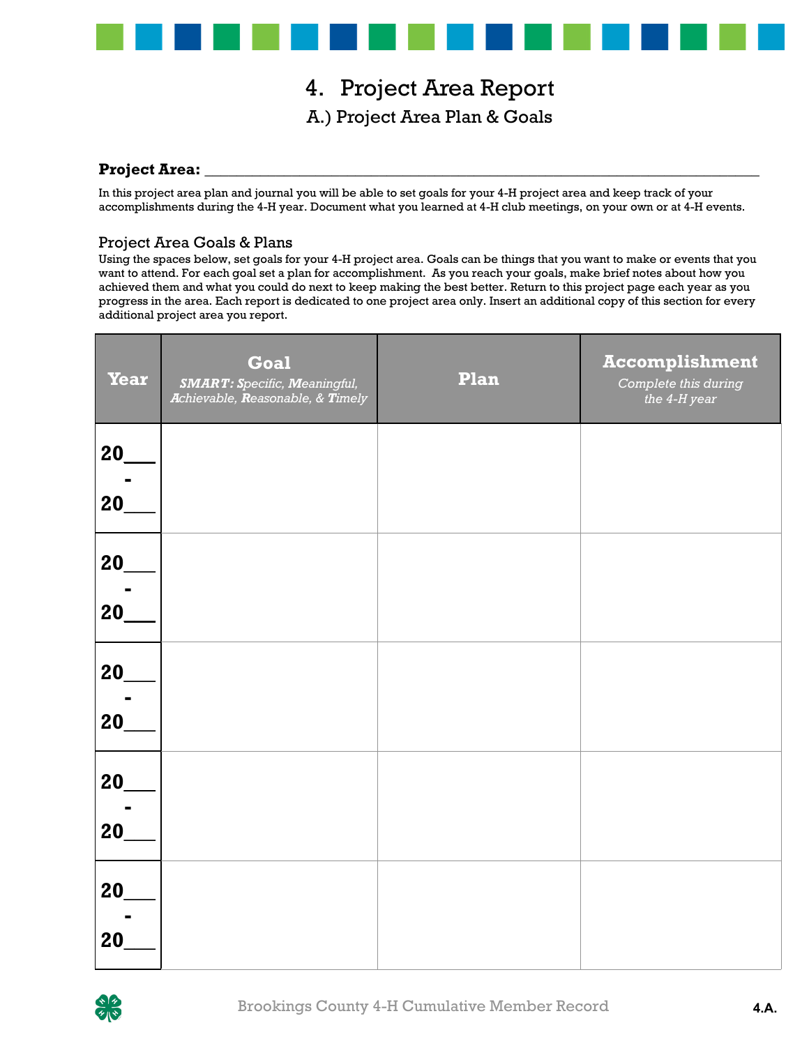# 4. Project Area Report

## A.) Project Area Plan & Goals

**Project Area:** ___________________________________________________________________________

In this project area plan and journal you will be able to set goals for your 4-H project area and keep track of your accomplishments during the 4-H year. Document what you learned at 4-H club meetings, on your own or at 4-H events.

### Project Area Goals & Plans

Using the spaces below, set goals for your 4-H project area. Goals can be things that you want to make or events that you want to attend. For each goal set a plan for accomplishment. As you reach your goals, make brief notes about how you achieved them and what you could do next to keep making the best better. Return to this project page each year as you progress in the area. Each report is dedicated to one project area only. Insert an additional copy of this section for every additional project area you report.

| Year | Goal<br>*SMART: Specific, Meaningful, Achievable, Reasonable, & Timely* | Plan | Accomplishment<br>*Complete this during the 4-H year* |
|---|---|---|---|
| 20___ - 20___ | | | |
| 20___ - 20___ | | | |
| 20___ - 20___ | | | |
| 20___ - 20___ | | | |
| 20___ - 20___ | | | |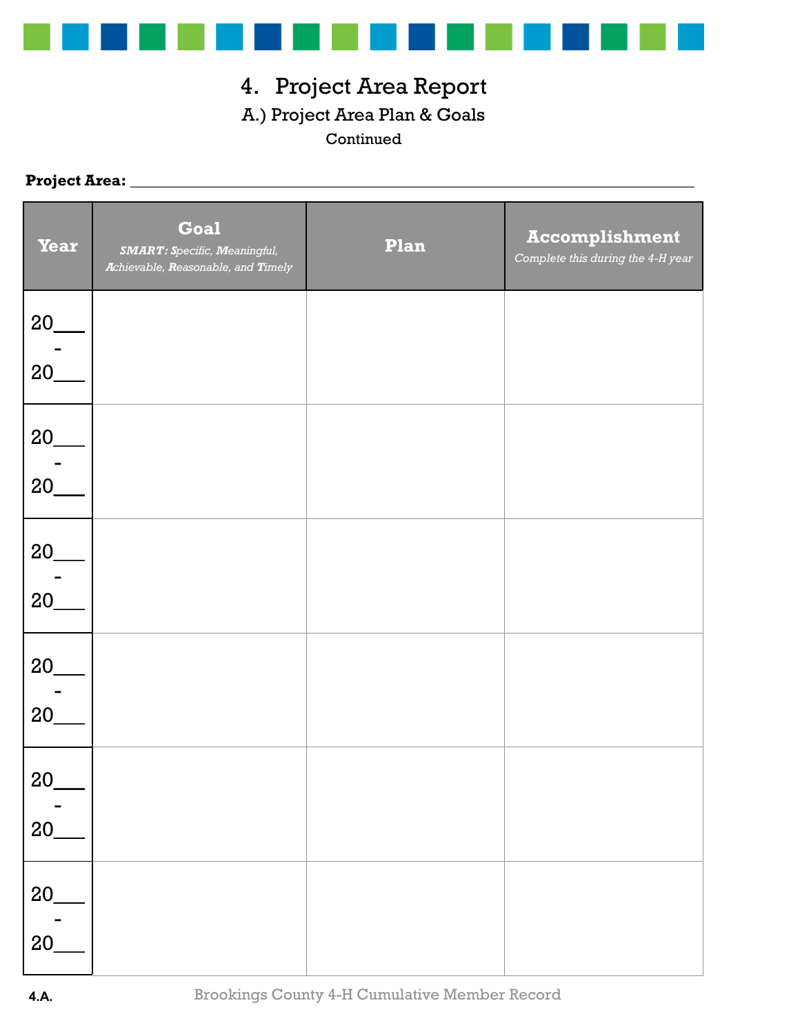# 4. Project Area Report

## A.) Project Area Plan & Goals

Continued

**Project Area:** ____________________________________________

| Year | Goal *SMART: Specific, Meaningful, Achievable, Reasonable, and Timely* | Plan | Accomplishment *Complete this during the 4-H year* |
|---|---|---|---|
| 20___ - 20___ | | | |
| 20___ - 20___ | | | |
| 20___ - 20___ | | | |
| 20___ - 20___ | | | |
| 20___ - 20___ | | | |
| 20___ - 20___ | | | |

4.A.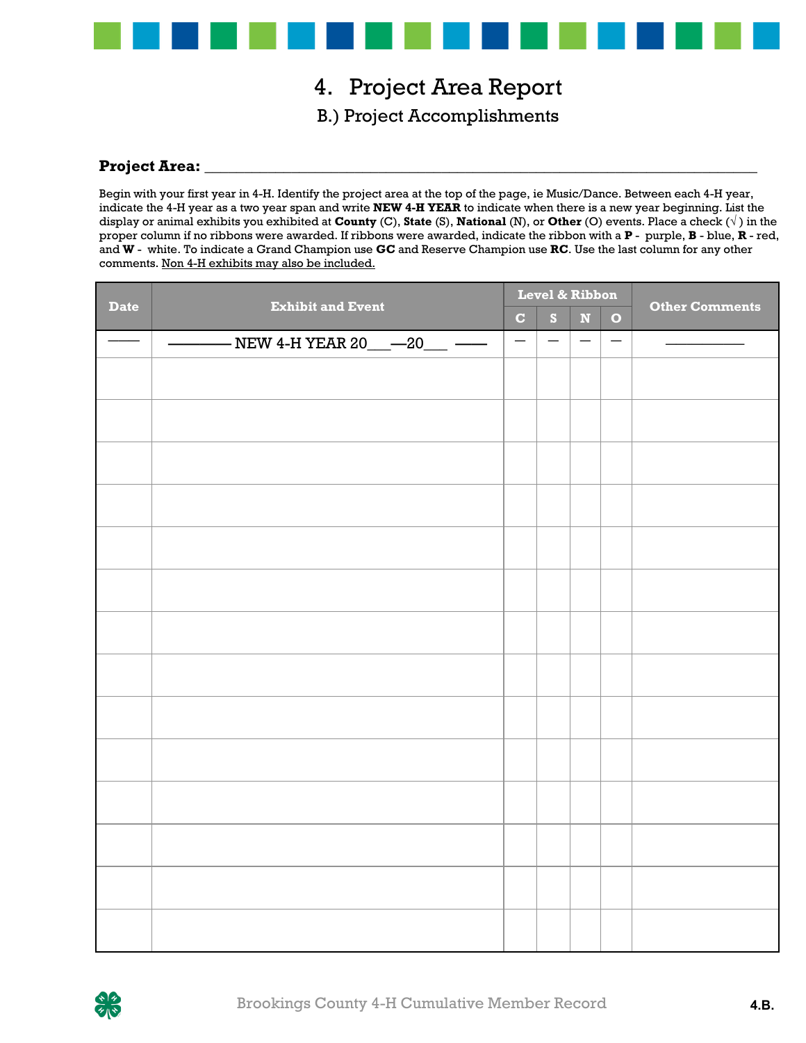# 4. Project Area Report

## B.) Project Accomplishments

**Project Area:** ___________________________________________________________________________

Begin with your first year in 4-H. Identify the project area at the top of the page, ie Music/Dance. Between each 4-H year, indicate the 4-H year as a two year span and write **NEW 4-H YEAR** to indicate when there is a new year beginning. List the display or animal exhibits you exhibited at **County** (C), **State** (S), **National** (N), or **Other** (O) events. Place a check (√ ) in the proper column if no ribbons were awarded. If ribbons were awarded, indicate the ribbon with a **P** - purple, **B** - blue, **R** - red, and **W** - white. To indicate a Grand Champion use **GC** and Reserve Champion use **RC**. Use the last column for any other comments. <u>Non 4-H exhibits may also be included.</u>

| Date | Exhibit and Event | Level & Ribbon | | | | Other Comments |
|---|---|---|---|---|---|---|
| | | C | S | N | O | |
| —— | ——— NEW 4-H YEAR 20___—20___ —— | — | — | — | — | ——— |
| | | | | | | |
| | | | | | | |
| | | | | | | |
| | | | | | | |
| | | | | | | |
| | | | | | | |
| | | | | | | |
| | | | | | | |
| | | | | | | |
| | | | | | | |
| | | | | | | |
| | | | | | | |
| | | | | | | |
| | | | | | | |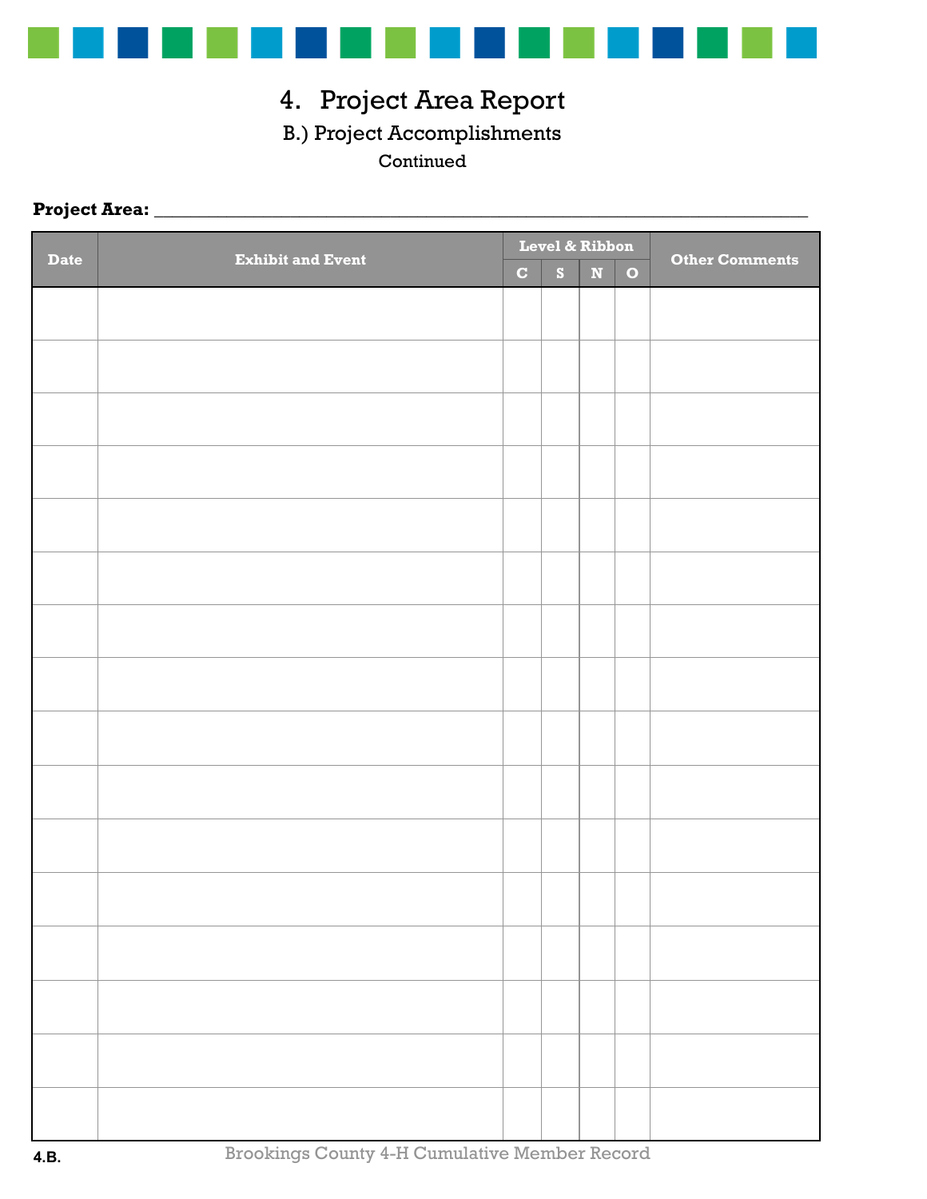# 4. Project Area Report

## B.) Project Accomplishments

Continued

**Project Area:** ______________________________________________________________________

| Date | Exhibit and Event | Level & Ribbon | | | | Other Comments |
|---|---|---|---|---|---|---|
| | | C | S | N | O | |
| | | | | | | |
| | | | | | | |
| | | | | | | |
| | | | | | | |
| | | | | | | |
| | | | | | | |
| | | | | | | |
| | | | | | | |
| | | | | | | |
| | | | | | | |
| | | | | | | |
| | | | | | | |
| | | | | | | |
| | | | | | | |
| | | | | | | |
| | | | | | | |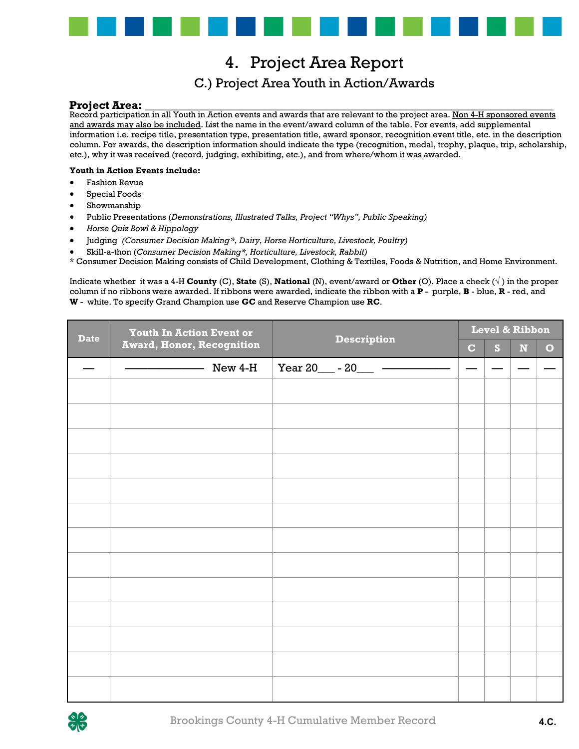# 4. Project Area Report

## C.) Project Area Youth in Action/Awards

**Project Area:** ___________________________________________________________

Record participation in all Youth in Action events and awards that are relevant to the project area. Non 4-H sponsored events and awards may also be included. List the name in the event/award column of the table. For events, add supplemental information i.e. recipe title, presentation type, presentation title, award sponsor, recognition event title, etc. in the description column. For awards, the description information should indicate the type (recognition, medal, trophy, plaque, trip, scholarship, etc.), why it was received (record, judging, exhibiting, etc.), and from where/whom it was awarded.

**Youth in Action Events include:**

- Fashion Revue
- Special Foods
- Showmanship
- Public Presentations (*Demonstrations, Illustrated Talks, Project "Whys", Public Speaking)*
- *Horse Quiz Bowl & Hippology*
- Judging *(Consumer Decision Making*, Dairy, Horse Horticulture, Livestock, Poultry)*
- Skill-a-thon (*Consumer Decision Making*, Horticulture, Livestock, Rabbit)*

* Consumer Decision Making consists of Child Development, Clothing & Textiles, Foods & Nutrition, and Home Environment.

Indicate whether it was a 4-H **County** (C), **State** (S), **National** (N), event/award or **Other** (O). Place a check (√ ) in the proper column if no ribbons were awarded. If ribbons were awarded, indicate the ribbon with a **P** - purple, **B** - blue, **R** - red, and **W** - white. To specify Grand Champion use **GC** and Reserve Champion use **RC**.

| Date | Youth In Action Event or Award, Honor, Recognition | Description | Level & Ribbon | | | |
|---|---|---|---|---|---|---|
| | | | C | S | N | O |
| — | ———— New 4-H | Year 20___ - 20___ ———— | — | — | — | — |
| | | | | | | |
| | | | | | | |
| | | | | | | |
| | | | | | | |
| | | | | | | |
| | | | | | | |
| | | | | | | |
| | | | | | | |
| | | | | | | |
| | | | | | | |
| | | | | | | |
| | | | | | | |
| | | | | | | |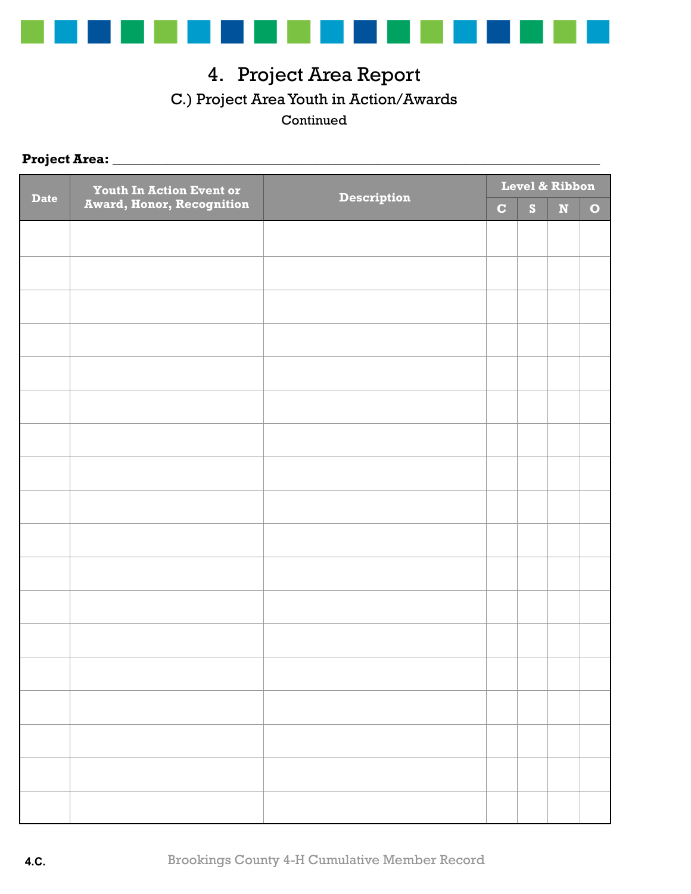# 4. Project Area Report

## C.) Project Area Youth in Action/Awards

Continued

**Project Area:** ___________________________________________________________________________

| Date | Youth In Action Event or Award, Honor, Recognition | Description | Level & Ribbon | | | |
|---|---|---|---|---|---|---|
| | | | C | S | N | O |
| | | | | | | |
| | | | | | | |
| | | | | | | |
| | | | | | | |
| | | | | | | |
| | | | | | | |
| | | | | | | |
| | | | | | | |
| | | | | | | |
| | | | | | | |
| | | | | | | |
| | | | | | | |
| | | | | | | |
| | | | | | | |
| | | | | | | |
| | | | | | | |
| | | | | | | |
| | | | | | | |

4.C.